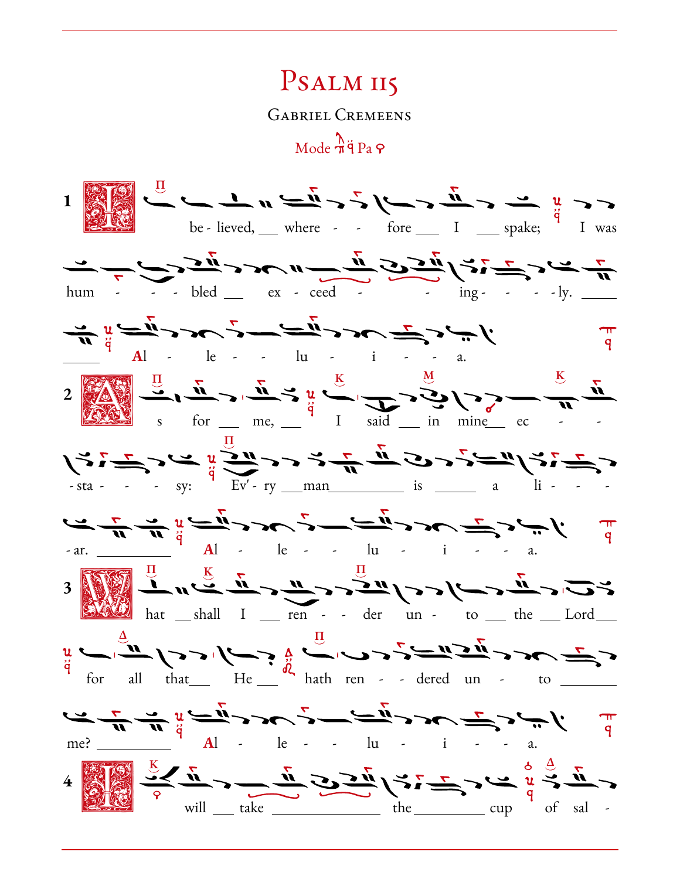# Psalm 115

## Gabriel Cremeens

Mode Pa

1 I be - lieved, where - - fore I spake; I was hum - - - bled ex - ceed - - ing - - - - ly. Al - le - - lu - i - - - a.

2 As for me, I said in mine ec - - - sta - - - sy: Ev' - ry man is a li - - - - ar. Al - le - - lu - i - - - a.

3 What shall I ren - - der un - to the Lord for all that He hath ren - - dered un - to me? Al - le - - lu - i - - - a.

4 I will take the cup of sal -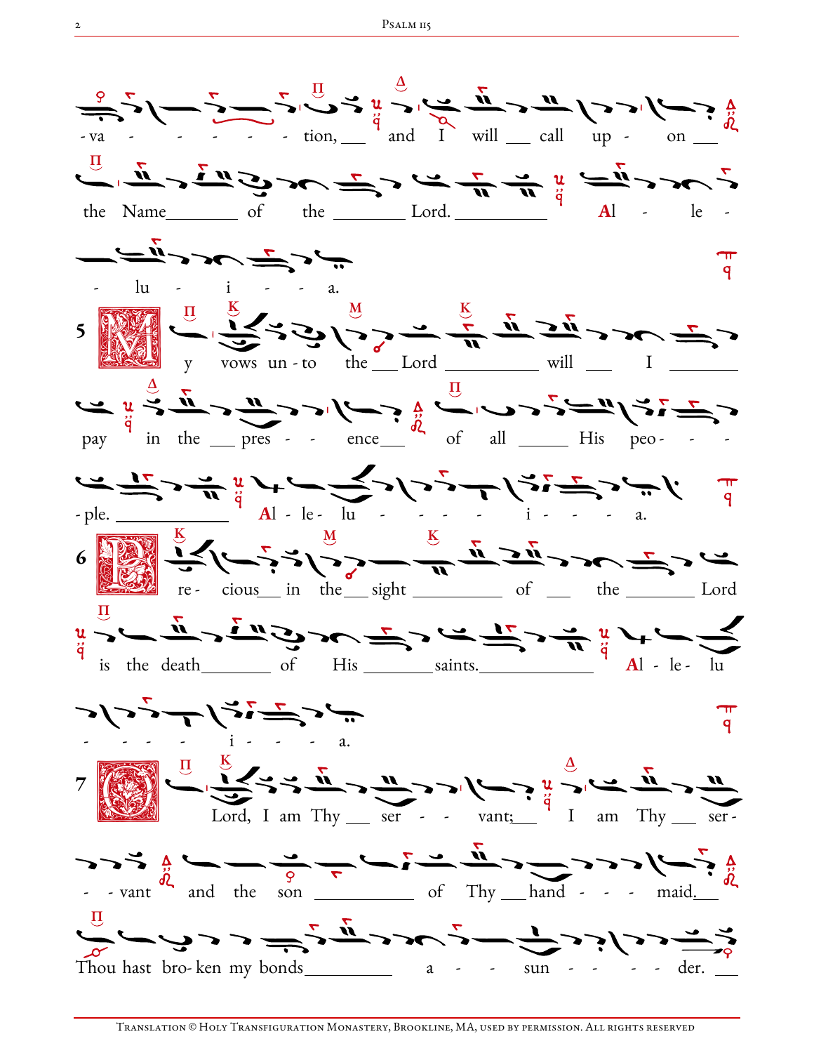-vation, and I will call upon the Name of the Lord. Alleluia.

5 My vows unto the Lord will I pay in the presence of all His people. Alleluia.

6 Precious in the sight of the Lord is the death of His saints. Alleluia.

7 O Lord, I am Thy servant; I am Thy servant and the son of Thy handmaid. Thou hast broken my bonds asunder.

Translation © Holy Transfiguration Monastery, Brookline, MA, used by permission. All rights reserved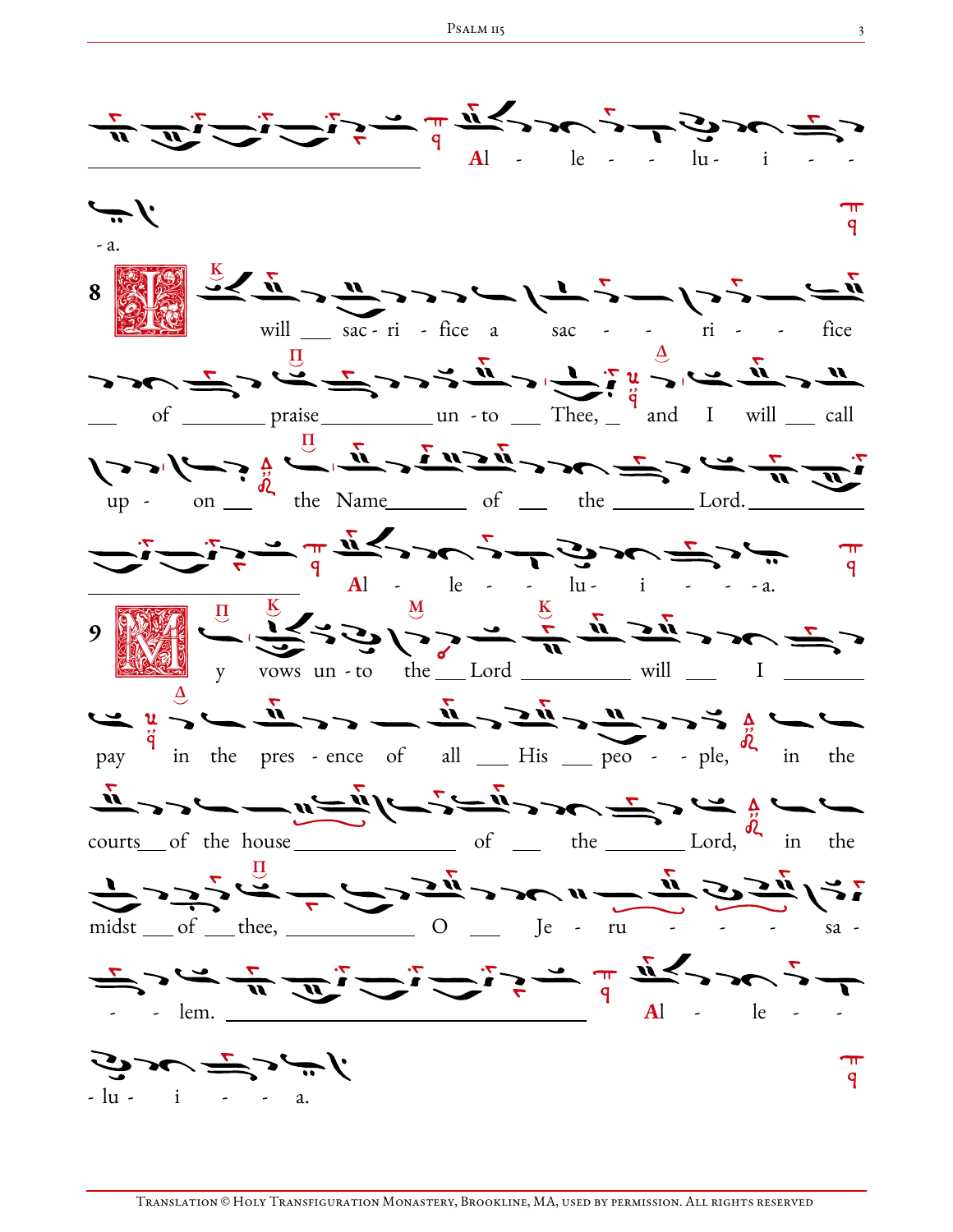Al - le - - lu - i - - - a.

8 I will sac - ri - fice a sac - - ri - - fice of praise un - to Thee, and I will call up - on the Name of the Lord.

Al - le - - lu - i - - - a.

9 My vows un - to the Lord will I pay in the pres - ence of all His peo - - ple, in the courts of the house of the Lord, in the midst of thee, O Je - ru - - - sa - - - lem.

Al - le - - lu - i - - - a.

Translation © Holy Transfiguration Monastery, Brookline, MA, used by permission. All rights reserved